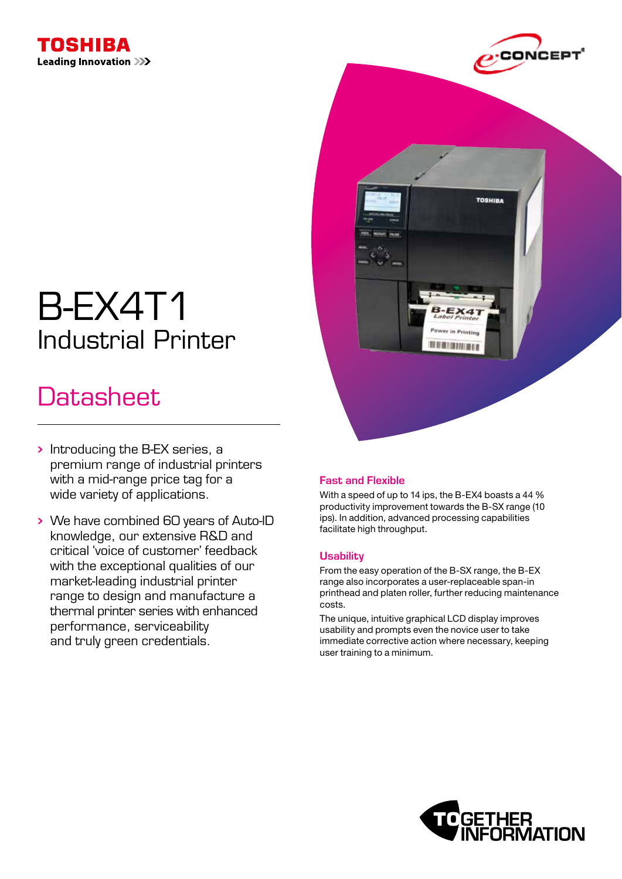TOSHIBA

Leading Innovation >>>

# B-EX4T1
## Industrial Printer

## Datasheet

- Introducing the B-EX series, a premium range of industrial printers with a mid-range price tag for a wide variety of applications.
- We have combined 60 years of Auto-ID knowledge, our extensive R&D and critical 'voice of customer' feedback with the exceptional qualities of our market-leading industrial printer range to design and manufacture a thermal printer series with enhanced performance, serviceability and truly green credentials.

### Fast and Flexible

With a speed of up to 14 ips, the B-EX4 boasts a 44 % productivity improvement towards the B-SX range (10 ips). In addition, advanced processing capabilities facilitate high throughput.

### Usability

From the easy operation of the B-SX range, the B-EX range also incorporates a user-replaceable span-in printhead and platen roller, further reducing maintenance costs.

The unique, intuitive graphical LCD display improves usability and prompts even the novice user to take immediate corrective action where necessary, keeping user training to a minimum.

TOGETHER INFORMATION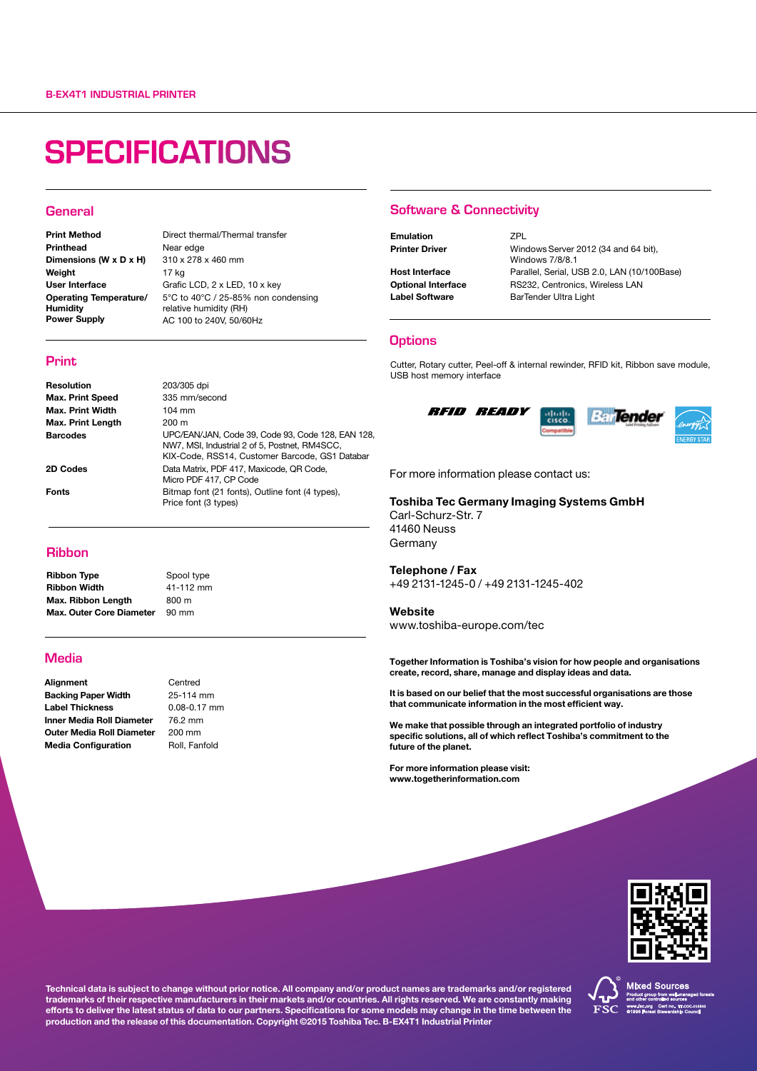B-EX4T1 INDUSTRIAL PRINTER

# SPECIFICATIONS

## General

| | |
|---|---|
| **Print Method** | Direct thermal/Thermal transfer |
| **Printhead** | Near edge |
| **Dimensions (W x D x H)** | 310 x 278 x 460 mm |
| **Weight** | 17 kg |
| **User Interface** | Grafic LCD, 2 x LED, 10 x key |
| **Operating Temperature/ Humidity** | 5°C to 40°C / 25-85% non condensing relative humidity (RH) |
| **Power Supply** | AC 100 to 240V, 50/60Hz |

## Print

| | |
|---|---|
| **Resolution** | 203/305 dpi |
| **Max. Print Speed** | 335 mm/second |
| **Max. Print Width** | 104 mm |
| **Max. Print Length** | 200 m |
| **Barcodes** | UPC/EAN/JAN, Code 39, Code 93, Code 128, EAN 128, NW7, MSI, Industrial 2 of 5, Postnet, RM4SCC, KIX-Code, RSS14, Customer Barcode, GS1 Databar |
| **2D Codes** | Data Matrix, PDF 417, Maxicode, QR Code, Micro PDF 417, CP Code |
| **Fonts** | Bitmap font (21 fonts), Outline font (4 types), Price font (3 types) |

## Ribbon

| | |
|---|---|
| **Ribbon Type** | Spool type |
| **Ribbon Width** | 41-112 mm |
| **Max. Ribbon Length** | 800 m |
| **Max. Outer Core Diameter** | 90 mm |

## Media

| | |
|---|---|
| **Alignment** | Centred |
| **Backing Paper Width** | 25-114 mm |
| **Label Thickness** | 0.08-0.17 mm |
| **Inner Media Roll Diameter** | 76.2 mm |
| **Outer Media Roll Diameter** | 200 mm |
| **Media Configuration** | Roll, Fanfold |

## Software & Connectivity

| | |
|---|---|
| **Emulation** | ZPL |
| **Printer Driver** | Windows Server 2012 (34 and 64 bit), Windows 7/8/8.1 |
| **Host Interface** | Parallel, Serial, USB 2.0, LAN (10/100Base) |
| **Optional Interface** | RS232, Centronics, Wireless LAN |
| **Label Software** | BarTender Ultra Light |

## Options

Cutter, Rotary cutter, Peel-off & internal rewinder, RFID kit, Ribbon save module, USB host memory interface

RFID READY

For more information please contact us:

**Toshiba Tec Germany Imaging Systems GmbH**
Carl-Schurz-Str. 7
41460 Neuss
Germany

**Telephone / Fax**
+49 2131-1245-0 / +49 2131-1245-402

**Website**
www.toshiba-europe.com/tec

**Together Information is Toshiba's vision for how people and organisations create, record, share, manage and display ideas and data.**

**It is based on our belief that the most successful organisations are those that communicate information in the most efficient way.**

**We make that possible through an integrated portfolio of industry specific solutions, all of which reflect Toshiba's commitment to the future of the planet.**

**For more information please visit:**
**www.togetherinformation.com**

**Technical data is subject to change without prior notice. All company and/or product names are trademarks and/or registered trademarks of their respective manufacturers in their markets and/or countries. All rights reserved. We are constantly making efforts to deliver the latest status of data to our partners. Specifications for some models may change in the time between the production and the release of this documentation. Copyright ©2015 Toshiba Tec. B-EX4T1 Industrial Printer**